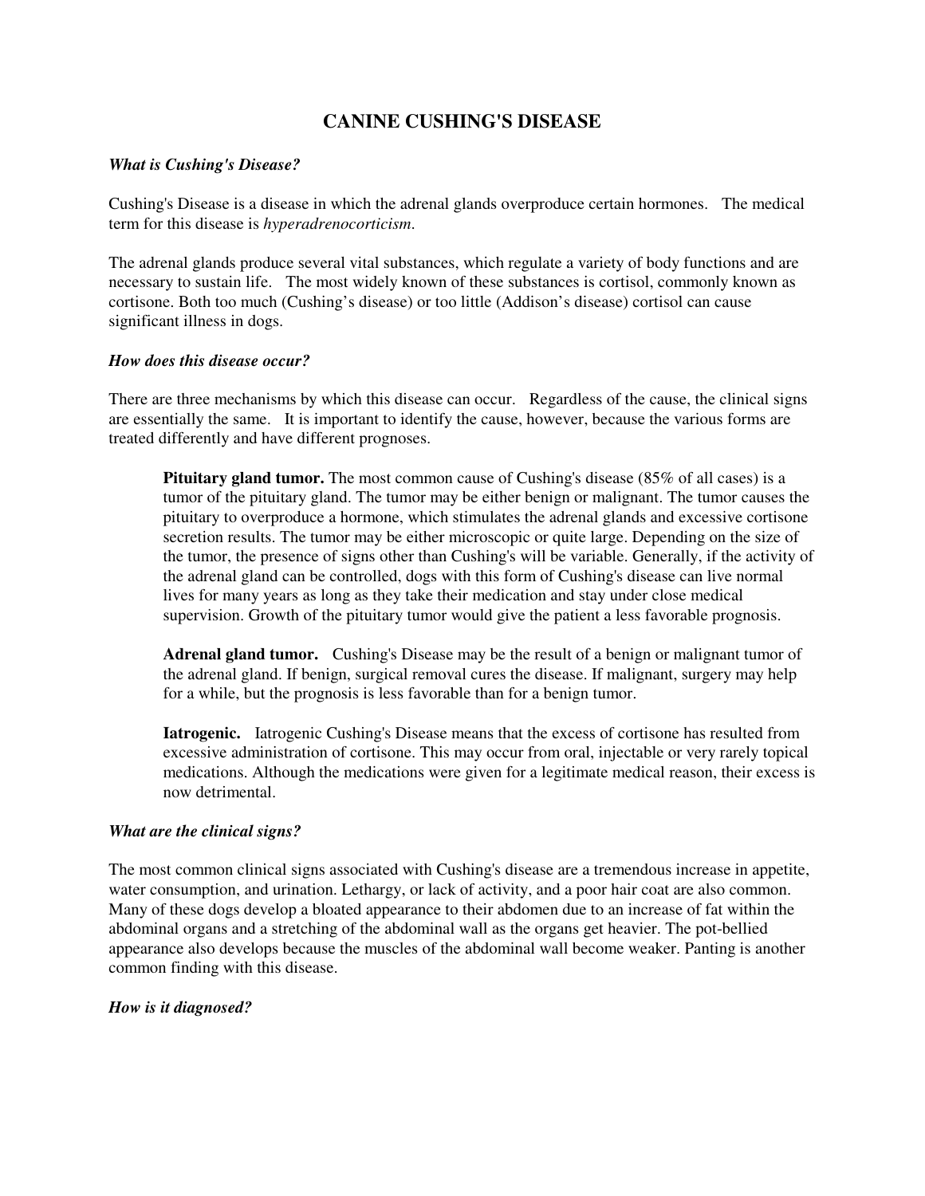# CANINE CUSHING'S DISEASE

***What is Cushing's Disease?***

Cushing's Disease is a disease in which the adrenal glands overproduce certain hormones. The medical term for this disease is *hyperadrenocorticism*.

The adrenal glands produce several vital substances, which regulate a variety of body functions and are necessary to sustain life. The most widely known of these substances is cortisol, commonly known as cortisone. Both too much (Cushing's disease) or too little (Addison's disease) cortisol can cause significant illness in dogs.

***How does this disease occur?***

There are three mechanisms by which this disease can occur. Regardless of the cause, the clinical signs are essentially the same. It is important to identify the cause, however, because the various forms are treated differently and have different prognoses.

> **Pituitary gland tumor.** The most common cause of Cushing's disease (85% of all cases) is a tumor of the pituitary gland. The tumor may be either benign or malignant. The tumor causes the pituitary to overproduce a hormone, which stimulates the adrenal glands and excessive cortisone secretion results. The tumor may be either microscopic or quite large. Depending on the size of the tumor, the presence of signs other than Cushing's will be variable. Generally, if the activity of the adrenal gland can be controlled, dogs with this form of Cushing's disease can live normal lives for many years as long as they take their medication and stay under close medical supervision. Growth of the pituitary tumor would give the patient a less favorable prognosis.
>
> **Adrenal gland tumor.** Cushing's Disease may be the result of a benign or malignant tumor of the adrenal gland. If benign, surgical removal cures the disease. If malignant, surgery may help for a while, but the prognosis is less favorable than for a benign tumor.
>
> **Iatrogenic.** Iatrogenic Cushing's Disease means that the excess of cortisone has resulted from excessive administration of cortisone. This may occur from oral, injectable or very rarely topical medications. Although the medications were given for a legitimate medical reason, their excess is now detrimental.

***What are the clinical signs?***

The most common clinical signs associated with Cushing's disease are a tremendous increase in appetite, water consumption, and urination. Lethargy, or lack of activity, and a poor hair coat are also common. Many of these dogs develop a bloated appearance to their abdomen due to an increase of fat within the abdominal organs and a stretching of the abdominal wall as the organs get heavier. The pot-bellied appearance also develops because the muscles of the abdominal wall become weaker. Panting is another common finding with this disease.

***How is it diagnosed?***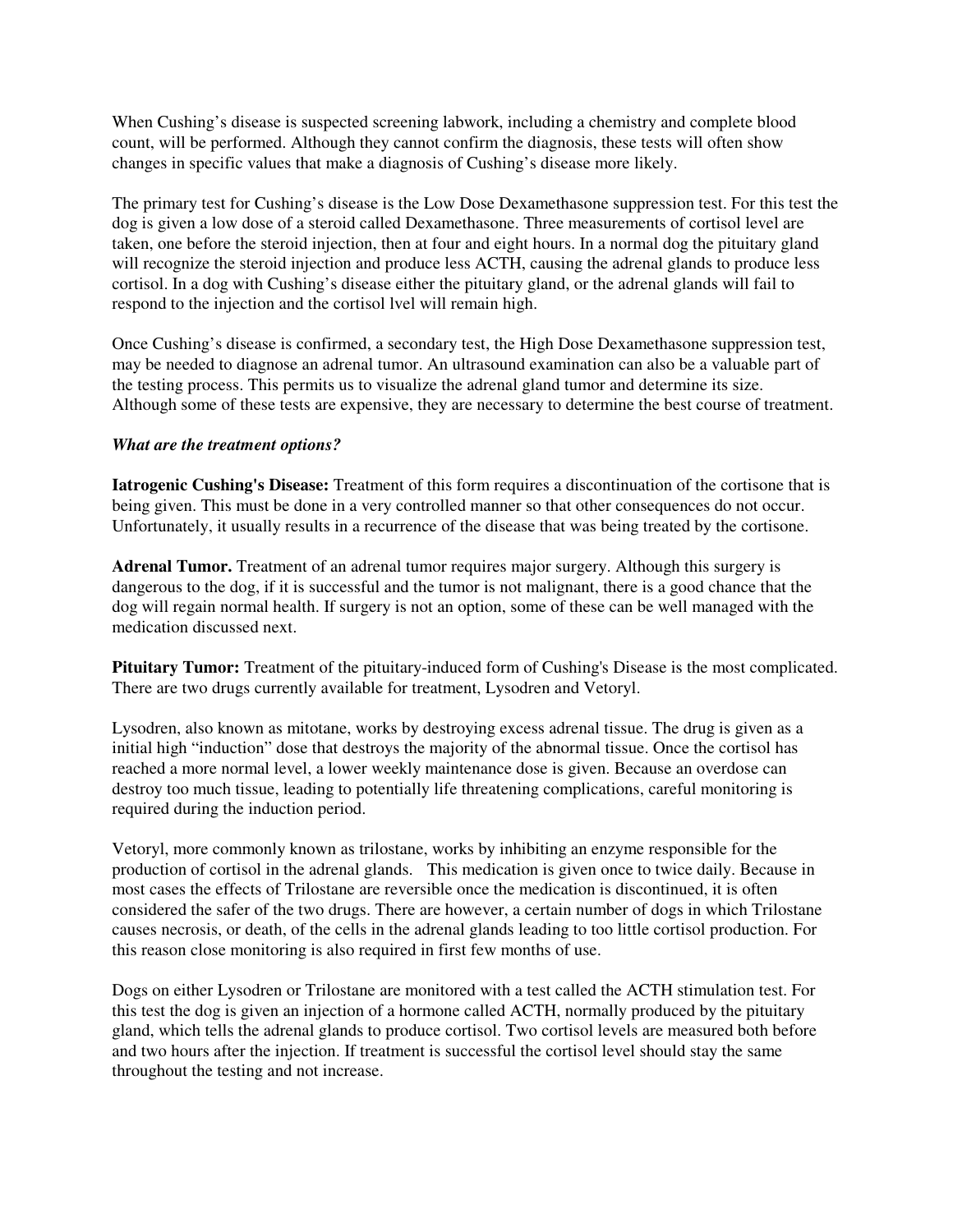When Cushing's disease is suspected screening labwork, including a chemistry and complete blood count, will be performed. Although they cannot confirm the diagnosis, these tests will often show changes in specific values that make a diagnosis of Cushing's disease more likely.

The primary test for Cushing's disease is the Low Dose Dexamethasone suppression test. For this test the dog is given a low dose of a steroid called Dexamethasone. Three measurements of cortisol level are taken, one before the steroid injection, then at four and eight hours. In a normal dog the pituitary gland will recognize the steroid injection and produce less ACTH, causing the adrenal glands to produce less cortisol. In a dog with Cushing's disease either the pituitary gland, or the adrenal glands will fail to respond to the injection and the cortisol lvel will remain high.

Once Cushing's disease is confirmed, a secondary test, the High Dose Dexamethasone suppression test, may be needed to diagnose an adrenal tumor. An ultrasound examination can also be a valuable part of the testing process. This permits us to visualize the adrenal gland tumor and determine its size. Although some of these tests are expensive, they are necessary to determine the best course of treatment.

***What are the treatment options?***

**Iatrogenic Cushing's Disease:** Treatment of this form requires a discontinuation of the cortisone that is being given. This must be done in a very controlled manner so that other consequences do not occur. Unfortunately, it usually results in a recurrence of the disease that was being treated by the cortisone.

**Adrenal Tumor.** Treatment of an adrenal tumor requires major surgery. Although this surgery is dangerous to the dog, if it is successful and the tumor is not malignant, there is a good chance that the dog will regain normal health. If surgery is not an option, some of these can be well managed with the medication discussed next.

**Pituitary Tumor:** Treatment of the pituitary-induced form of Cushing's Disease is the most complicated. There are two drugs currently available for treatment, Lysodren and Vetoryl.

Lysodren, also known as mitotane, works by destroying excess adrenal tissue. The drug is given as a initial high "induction" dose that destroys the majority of the abnormal tissue. Once the cortisol has reached a more normal level, a lower weekly maintenance dose is given. Because an overdose can destroy too much tissue, leading to potentially life threatening complications, careful monitoring is required during the induction period.

Vetoryl, more commonly known as trilostane, works by inhibiting an enzyme responsible for the production of cortisol in the adrenal glands. This medication is given once to twice daily. Because in most cases the effects of Trilostane are reversible once the medication is discontinued, it is often considered the safer of the two drugs. There are however, a certain number of dogs in which Trilostane causes necrosis, or death, of the cells in the adrenal glands leading to too little cortisol production. For this reason close monitoring is also required in first few months of use.

Dogs on either Lysodren or Trilostane are monitored with a test called the ACTH stimulation test. For this test the dog is given an injection of a hormone called ACTH, normally produced by the pituitary gland, which tells the adrenal glands to produce cortisol. Two cortisol levels are measured both before and two hours after the injection. If treatment is successful the cortisol level should stay the same throughout the testing and not increase.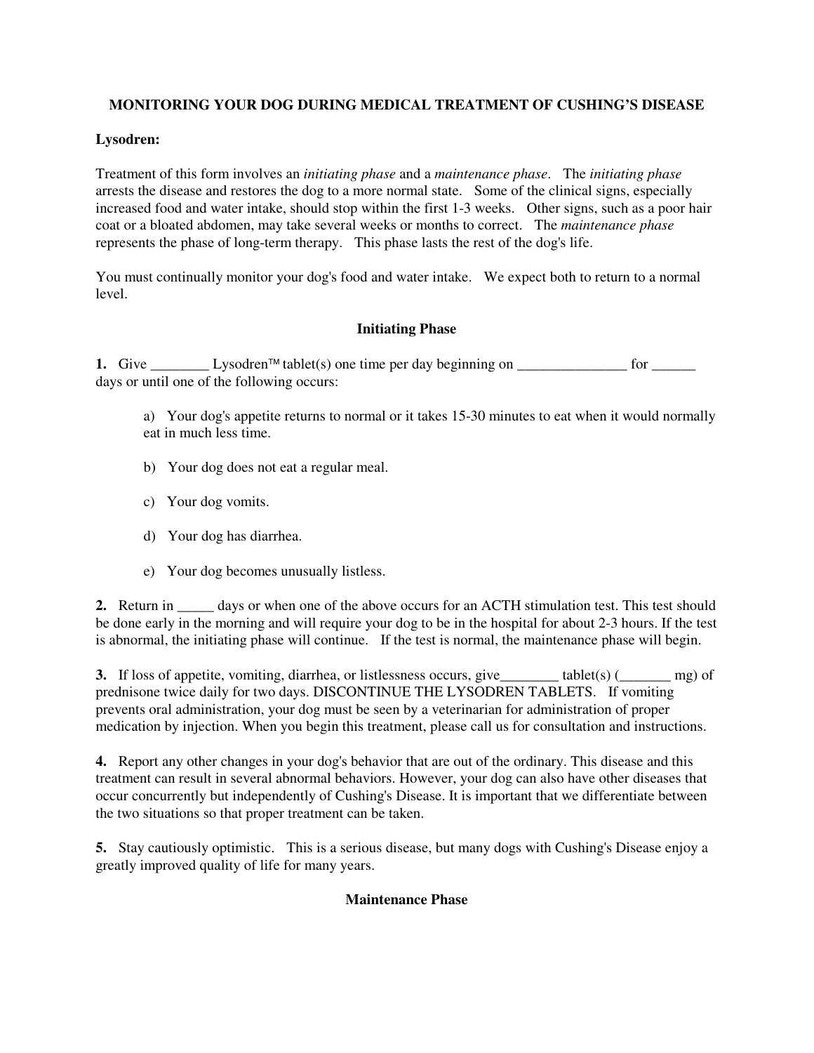## MONITORING YOUR DOG DURING MEDICAL TREATMENT OF CUSHING'S DISEASE

**Lysodren:**

Treatment of this form involves an *initiating phase* and a *maintenance phase*. The *initiating phase* arrests the disease and restores the dog to a more normal state. Some of the clinical signs, especially increased food and water intake, should stop within the first 1-3 weeks. Other signs, such as a poor hair coat or a bloated abdomen, may take several weeks or months to correct. The *maintenance phase* represents the phase of long-term therapy. This phase lasts the rest of the dog's life.

You must continually monitor your dog's food and water intake. We expect both to return to a normal level.

### Initiating Phase

**1.** Give ________ Lysodren™ tablet(s) one time per day beginning on _______________ for ______ days or until one of the following occurs:

> a) Your dog's appetite returns to normal or it takes 15-30 minutes to eat when it would normally eat in much less time.
>
> b) Your dog does not eat a regular meal.
>
> c) Your dog vomits.
>
> d) Your dog has diarrhea.
>
> e) Your dog becomes unusually listless.

**2.** Return in _____ days or when one of the above occurs for an ACTH stimulation test. This test should be done early in the morning and will require your dog to be in the hospital for about 2-3 hours. If the test is abnormal, the initiating phase will continue. If the test is normal, the maintenance phase will begin.

**3.** If loss of appetite, vomiting, diarrhea, or listlessness occurs, give________ tablet(s) (_______ mg) of prednisone twice daily for two days. DISCONTINUE THE LYSODREN TABLETS. If vomiting prevents oral administration, your dog must be seen by a veterinarian for administration of proper medication by injection. When you begin this treatment, please call us for consultation and instructions.

**4.** Report any other changes in your dog's behavior that are out of the ordinary. This disease and this treatment can result in several abnormal behaviors. However, your dog can also have other diseases that occur concurrently but independently of Cushing's Disease. It is important that we differentiate between the two situations so that proper treatment can be taken.

**5.** Stay cautiously optimistic. This is a serious disease, but many dogs with Cushing's Disease enjoy a greatly improved quality of life for many years.

### Maintenance Phase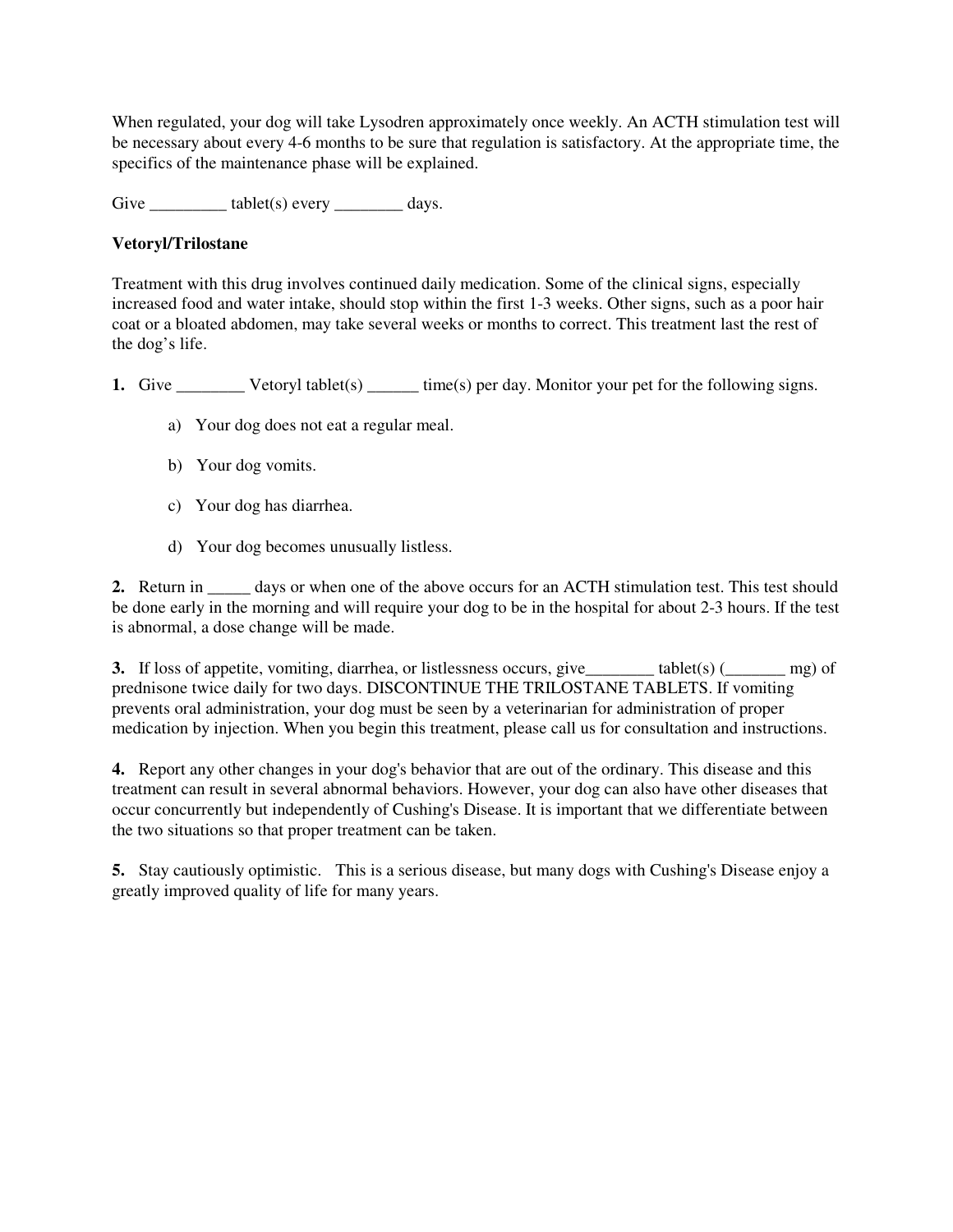When regulated, your dog will take Lysodren approximately once weekly. An ACTH stimulation test will be necessary about every 4-6 months to be sure that regulation is satisfactory. At the appropriate time, the specifics of the maintenance phase will be explained.

Give _________ tablet(s) every ________ days.

**Vetoryl/Trilostane**

Treatment with this drug involves continued daily medication. Some of the clinical signs, especially increased food and water intake, should stop within the first 1-3 weeks. Other signs, such as a poor hair coat or a bloated abdomen, may take several weeks or months to correct. This treatment last the rest of the dog's life.

**1.** Give ________ Vetoryl tablet(s) ______ time(s) per day. Monitor your pet for the following signs.

   a) Your dog does not eat a regular meal.

   b) Your dog vomits.

   c) Your dog has diarrhea.

   d) Your dog becomes unusually listless.

**2.** Return in _____ days or when one of the above occurs for an ACTH stimulation test. This test should be done early in the morning and will require your dog to be in the hospital for about 2-3 hours. If the test is abnormal, a dose change will be made.

**3.** If loss of appetite, vomiting, diarrhea, or listlessness occurs, give________ tablet(s) (_______ mg) of prednisone twice daily for two days. DISCONTINUE THE TRILOSTANE TABLETS. If vomiting prevents oral administration, your dog must be seen by a veterinarian for administration of proper medication by injection. When you begin this treatment, please call us for consultation and instructions.

**4.** Report any other changes in your dog's behavior that are out of the ordinary. This disease and this treatment can result in several abnormal behaviors. However, your dog can also have other diseases that occur concurrently but independently of Cushing's Disease. It is important that we differentiate between the two situations so that proper treatment can be taken.

**5.** Stay cautiously optimistic. This is a serious disease, but many dogs with Cushing's Disease enjoy a greatly improved quality of life for many years.